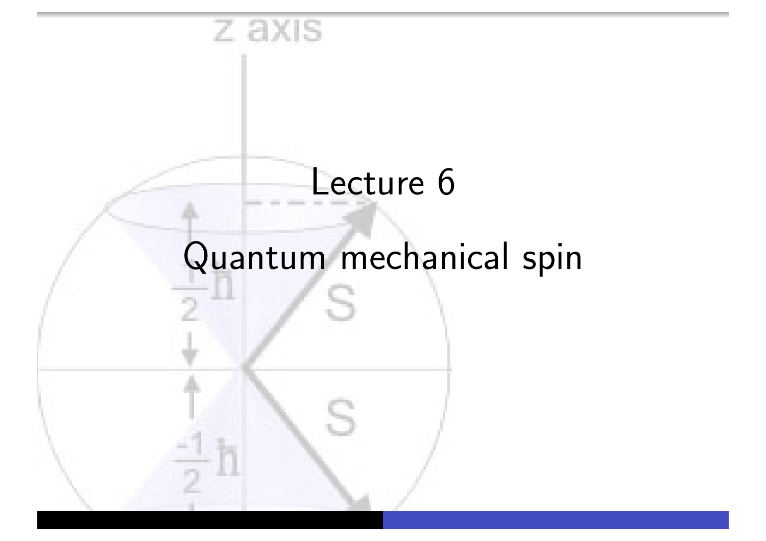# Lecture 6

## Quantum mechanical spin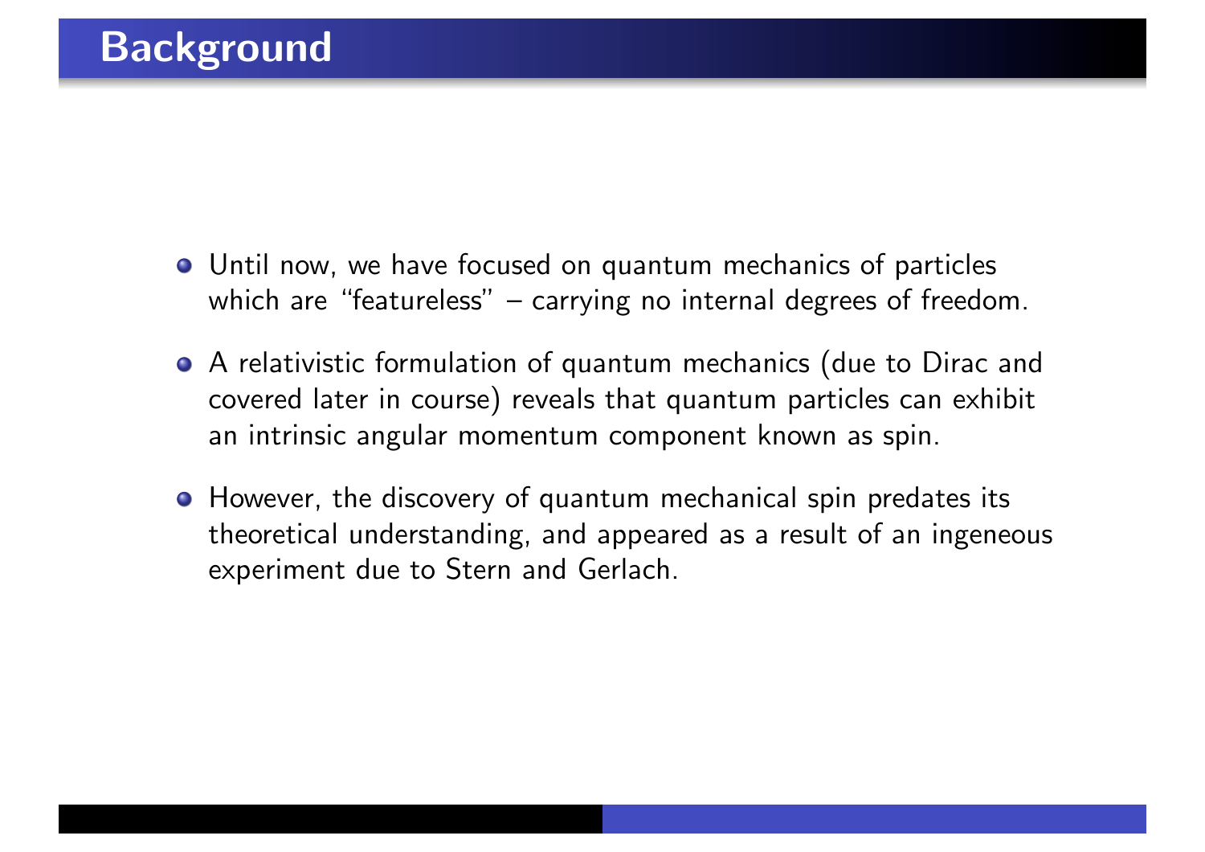## Background

- Until now, we have focused on quantum mechanics of particles which are "featureless" – carrying no internal degrees of freedom.
- A relativistic formulation of quantum mechanics (due to Dirac and covered later in course) reveals that quantum particles can exhibit an intrinsic angular momentum component known as spin.
- However, the discovery of quantum mechanical spin predates its theoretical understanding, and appeared as a result of an ingeneous experiment due to Stern and Gerlach.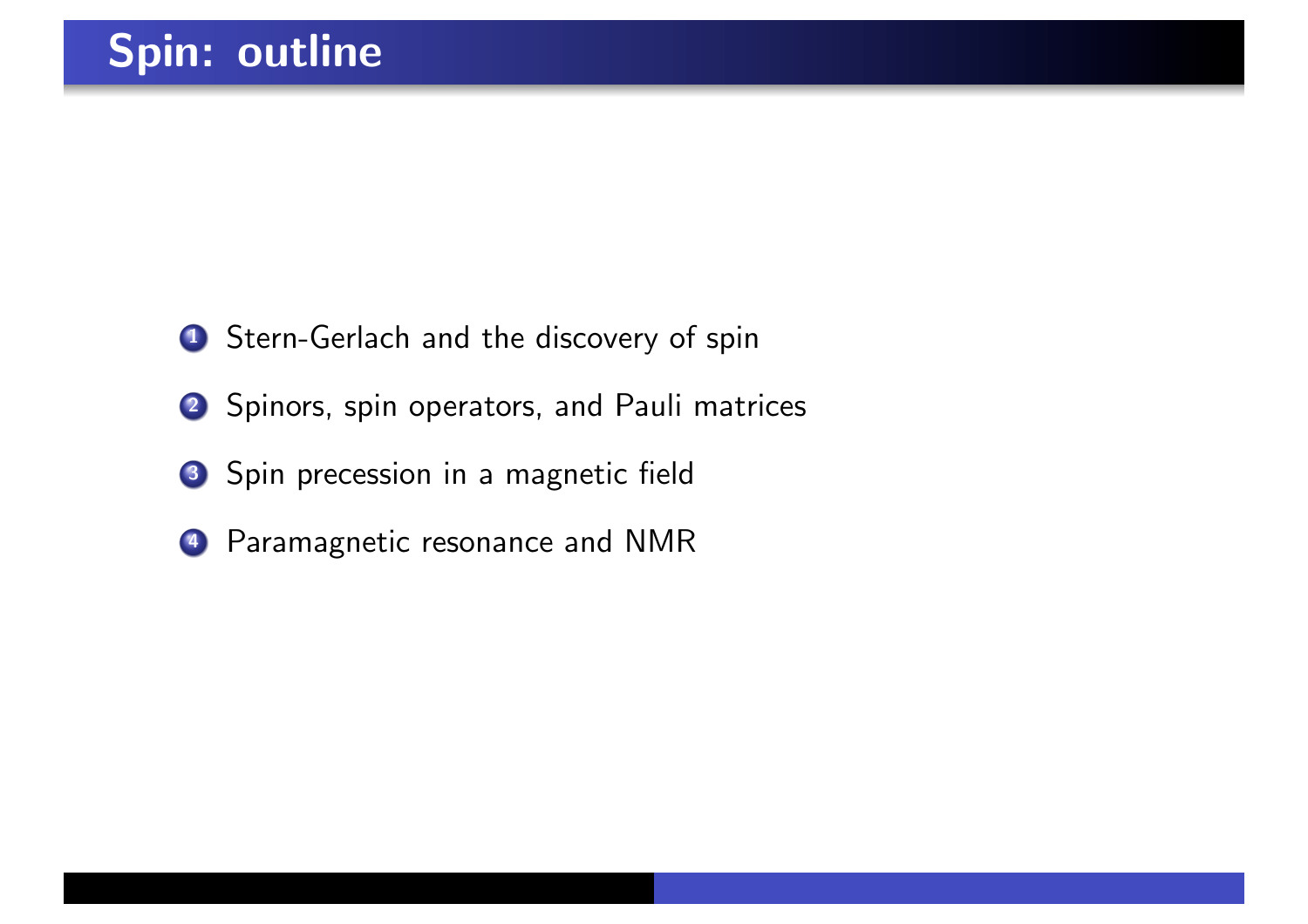# Spin: outline

1. Stern-Gerlach and the discovery of spin
2. Spinors, spin operators, and Pauli matrices
3. Spin precession in a magnetic field
4. Paramagnetic resonance and NMR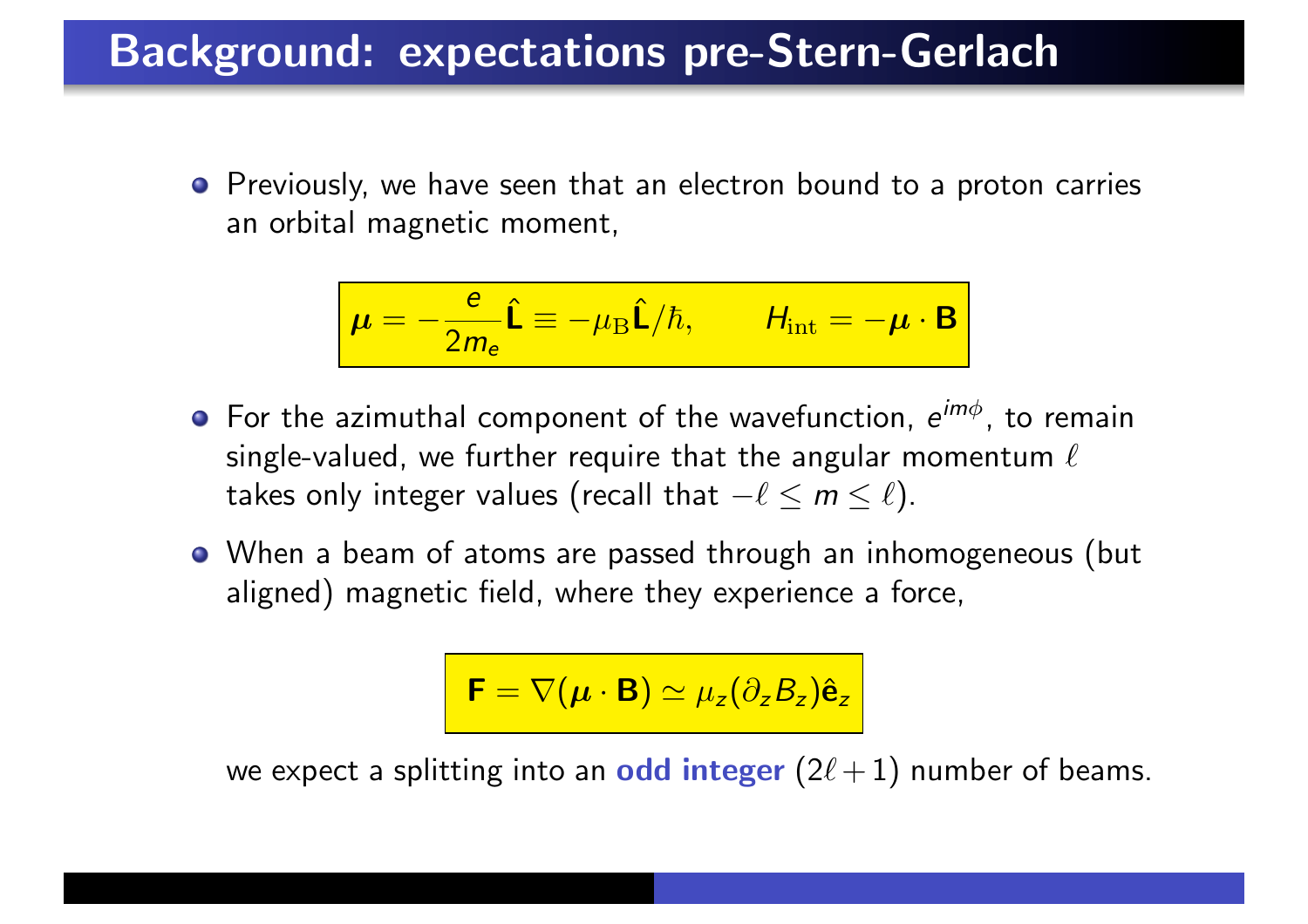## Background: expectations pre-Stern-Gerlach

- Previously, we have seen that an electron bound to a proton carries an orbital magnetic moment,

$$\boldsymbol{\mu} = -\frac{e}{2m_e}\hat{\mathbf{L}} \equiv -\mu_{\mathrm{B}}\hat{\mathbf{L}}/\hbar, \qquad H_{\mathrm{int}} = -\boldsymbol{\mu}\cdot\mathbf{B}$$

- For the azimuthal component of the wavefunction, $e^{im\phi}$, to remain single-valued, we further require that the angular momentum $\ell$ takes only integer values (recall that $-\ell \leq m \leq \ell$).

- When a beam of atoms are passed through an inhomogeneous (but aligned) magnetic field, where they experience a force,

$$\mathbf{F} = \nabla(\boldsymbol{\mu}\cdot\mathbf{B}) \simeq \mu_z(\partial_z B_z)\hat{\mathbf{e}}_z$$

  we expect a splitting into an **odd integer** $(2\ell + 1)$ number of beams.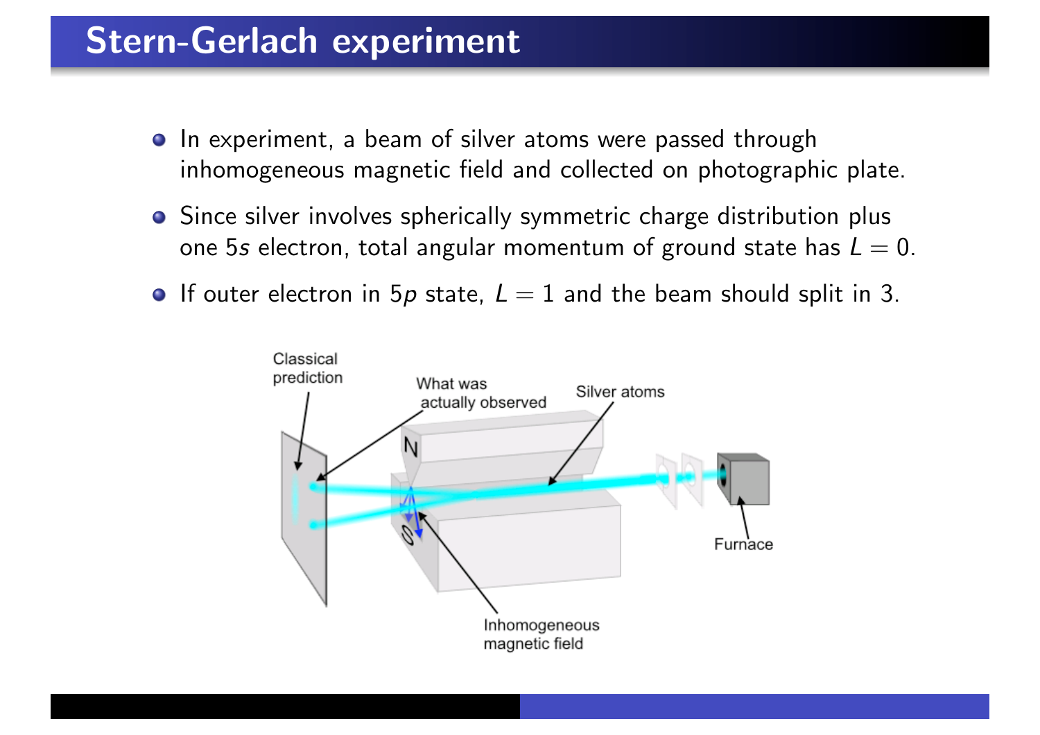## Stern-Gerlach experiment

- In experiment, a beam of silver atoms were passed through inhomogeneous magnetic field and collected on photographic plate.
- Since silver involves spherically symmetric charge distribution plus one 5*s* electron, total angular momentum of ground state has $L = 0$.
- If outer electron in 5*p* state, $L = 1$ and the beam should split in 3.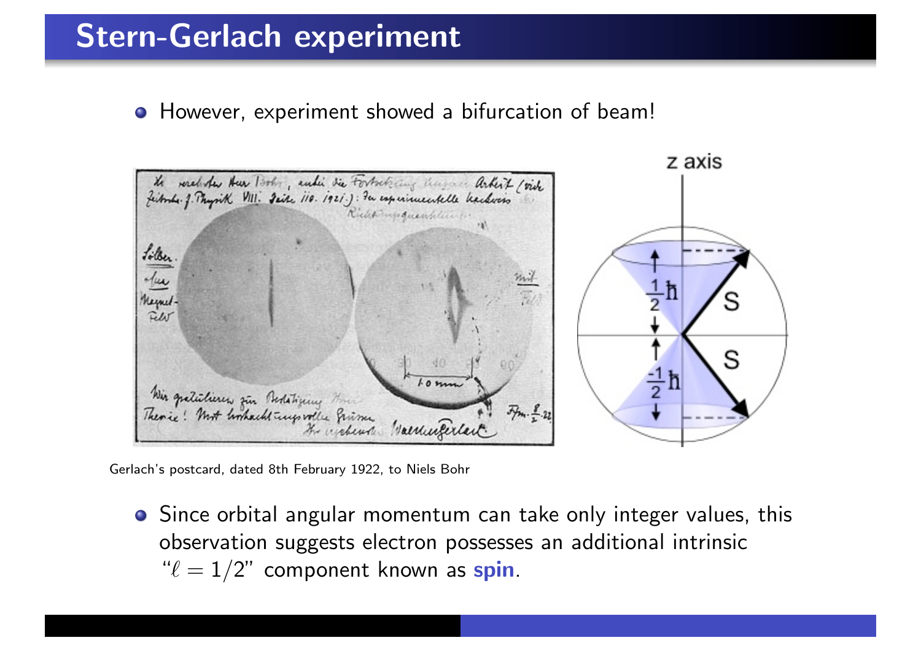# Stern-Gerlach experiment

- However, experiment showed a bifurcation of beam!

Gerlach's postcard, dated 8th February 1922, to Niels Bohr

- Since orbital angular momentum can take only integer values, this observation suggests electron possesses an additional intrinsic "$\ell = 1/2$" component known as **spin**.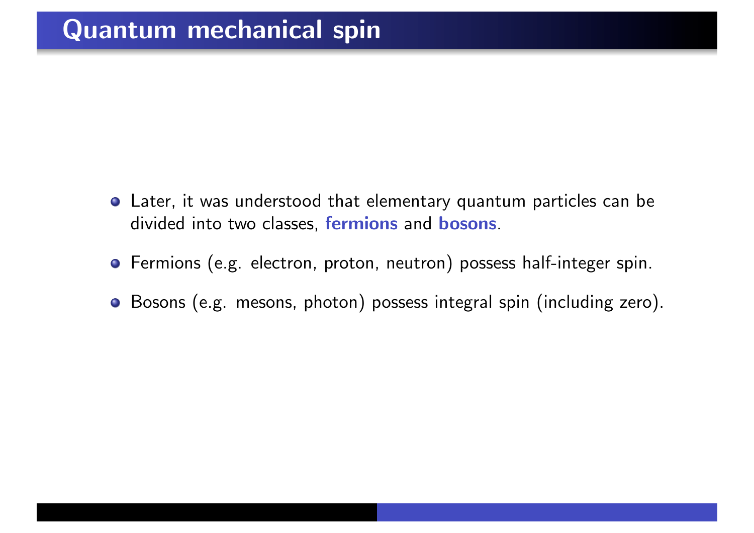# Quantum mechanical spin

- Later, it was understood that elementary quantum particles can be divided into two classes, **fermions** and **bosons**.
- Fermions (e.g. electron, proton, neutron) possess half-integer spin.
- Bosons (e.g. mesons, photon) possess integral spin (including zero).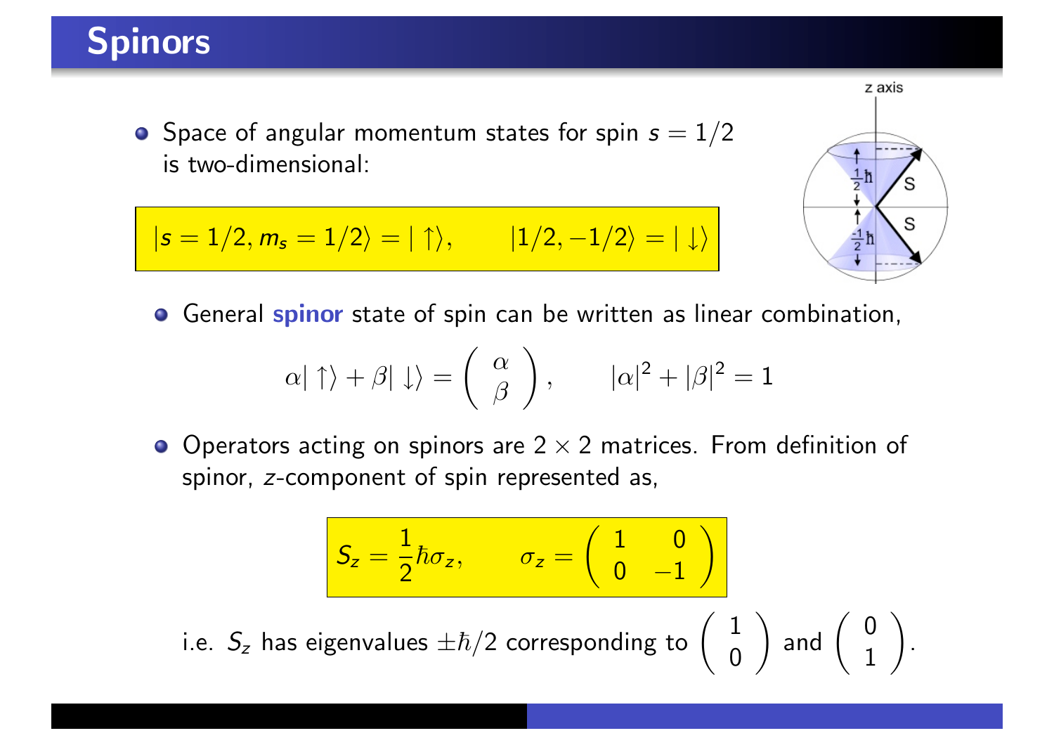# Spinors

- Space of angular momentum states for spin $s = 1/2$ is two-dimensional:

$$|s = 1/2, m_s = 1/2\rangle = |\uparrow\rangle, \qquad |1/2, -1/2\rangle = |\downarrow\rangle$$

- General **spinor** state of spin can be written as linear combination,

$$\alpha|\uparrow\rangle + \beta|\downarrow\rangle = \begin{pmatrix} \alpha \\ \beta \end{pmatrix}, \qquad |\alpha|^2 + |\beta|^2 = 1$$

- Operators acting on spinors are $2 \times 2$ matrices. From definition of spinor, $z$-component of spin represented as,

$$S_z = \frac{1}{2}\hbar\sigma_z, \qquad \sigma_z = \begin{pmatrix} 1 & 0 \\ 0 & -1 \end{pmatrix}$$

i.e. $S_z$ has eigenvalues $\pm\hbar/2$ corresponding to $\begin{pmatrix} 1 \\ 0 \end{pmatrix}$ and $\begin{pmatrix} 0 \\ 1 \end{pmatrix}$.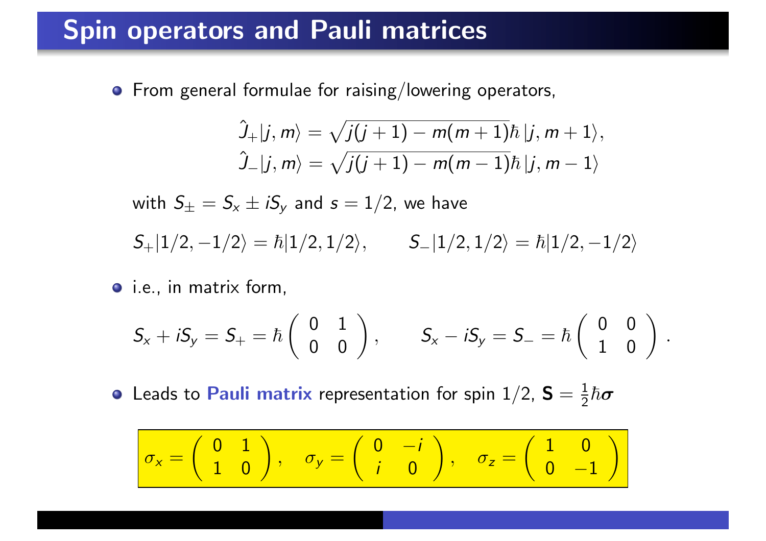# Spin operators and Pauli matrices

- From general formulae for raising/lowering operators,

$$\hat{J}_+|j,m\rangle = \sqrt{j(j+1)-m(m+1)}\hbar\,|j,m+1\rangle,$$
$$\hat{J}_-|j,m\rangle = \sqrt{j(j+1)-m(m-1)}\hbar\,|j,m-1\rangle$$

with $S_\pm = S_x \pm iS_y$ and $s = 1/2$, we have

$$S_+|1/2,-1/2\rangle = \hbar|1/2,1/2\rangle, \qquad S_-|1/2,1/2\rangle = \hbar|1/2,-1/2\rangle$$

- i.e., in matrix form,

$$S_x + iS_y = S_+ = \hbar\begin{pmatrix} 0 & 1 \\ 0 & 0 \end{pmatrix}, \qquad S_x - iS_y = S_- = \hbar\begin{pmatrix} 0 & 0 \\ 1 & 0 \end{pmatrix}.$$

- Leads to **Pauli matrix** representation for spin 1/2, $\mathbf{S} = \frac{1}{2}\hbar\boldsymbol{\sigma}$

$$\sigma_x = \begin{pmatrix} 0 & 1 \\ 1 & 0 \end{pmatrix}, \quad \sigma_y = \begin{pmatrix} 0 & -i \\ i & 0 \end{pmatrix}, \quad \sigma_z = \begin{pmatrix} 1 & 0 \\ 0 & -1 \end{pmatrix}$$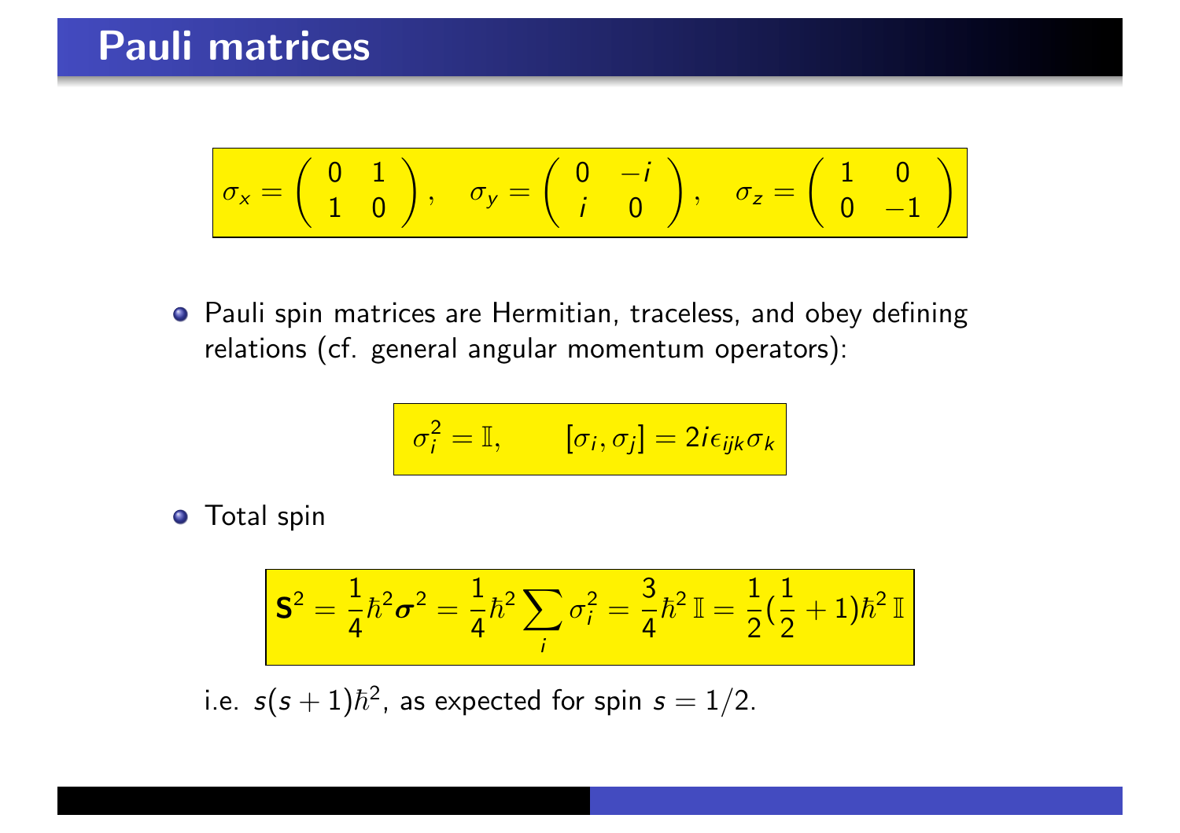# Pauli matrices

$$\sigma_x = \begin{pmatrix} 0 & 1 \\ 1 & 0 \end{pmatrix}, \quad \sigma_y = \begin{pmatrix} 0 & -i \\ i & 0 \end{pmatrix}, \quad \sigma_z = \begin{pmatrix} 1 & 0 \\ 0 & -1 \end{pmatrix}$$

- Pauli spin matrices are Hermitian, traceless, and obey defining relations (cf. general angular momentum operators):

$$\sigma_i^2 = \mathbb{I}, \qquad [\sigma_i, \sigma_j] = 2i\epsilon_{ijk}\sigma_k$$

- Total spin

$$\mathbf{S}^2 = \frac{1}{4}\hbar^2\boldsymbol{\sigma}^2 = \frac{1}{4}\hbar^2\sum_i \sigma_i^2 = \frac{3}{4}\hbar^2\,\mathbb{I} = \frac{1}{2}(\frac{1}{2}+1)\hbar^2\,\mathbb{I}$$

i.e. $s(s+1)\hbar^2$, as expected for spin $s = 1/2$.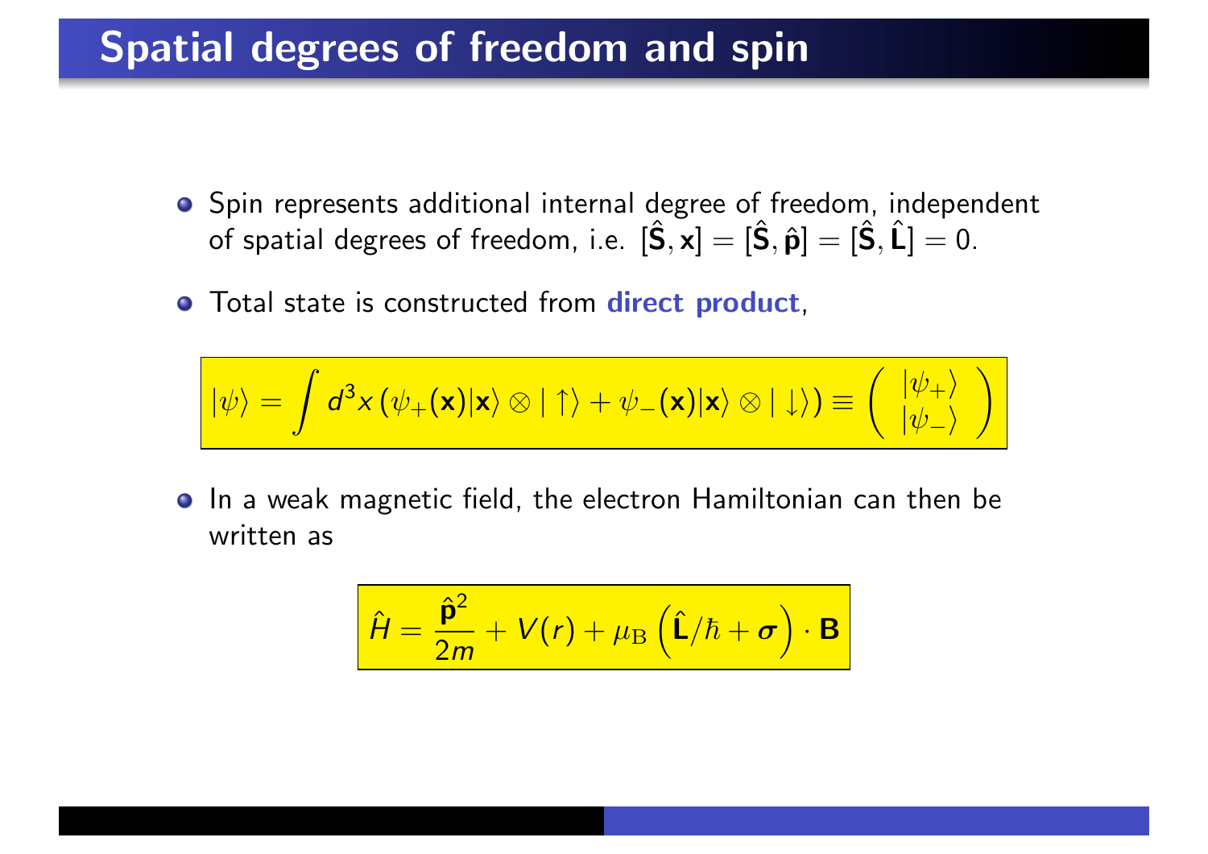# Spatial degrees of freedom and spin

- Spin represents additional internal degree of freedom, independent of spatial degrees of freedom, i.e. $[\hat{\mathbf{S}}, \mathbf{x}] = [\hat{\mathbf{S}}, \hat{\mathbf{p}}] = [\hat{\mathbf{S}}, \hat{\mathbf{L}}] = 0$.
- Total state is constructed from **direct product**,

$$|\psi\rangle = \int d^3x \left(\psi_+(\mathbf{x})|\mathbf{x}\rangle \otimes |\uparrow\rangle + \psi_-(\mathbf{x})|\mathbf{x}\rangle \otimes |\downarrow\rangle\right) \equiv \begin{pmatrix} |\psi_+\rangle \\ |\psi_-\rangle \end{pmatrix}$$

- In a weak magnetic field, the electron Hamiltonian can then be written as

$$\hat{H} = \frac{\hat{\mathbf{p}}^2}{2m} + V(r) + \mu_{\mathrm{B}} \left(\hat{\mathbf{L}}/\hbar + \boldsymbol{\sigma}\right) \cdot \mathbf{B}$$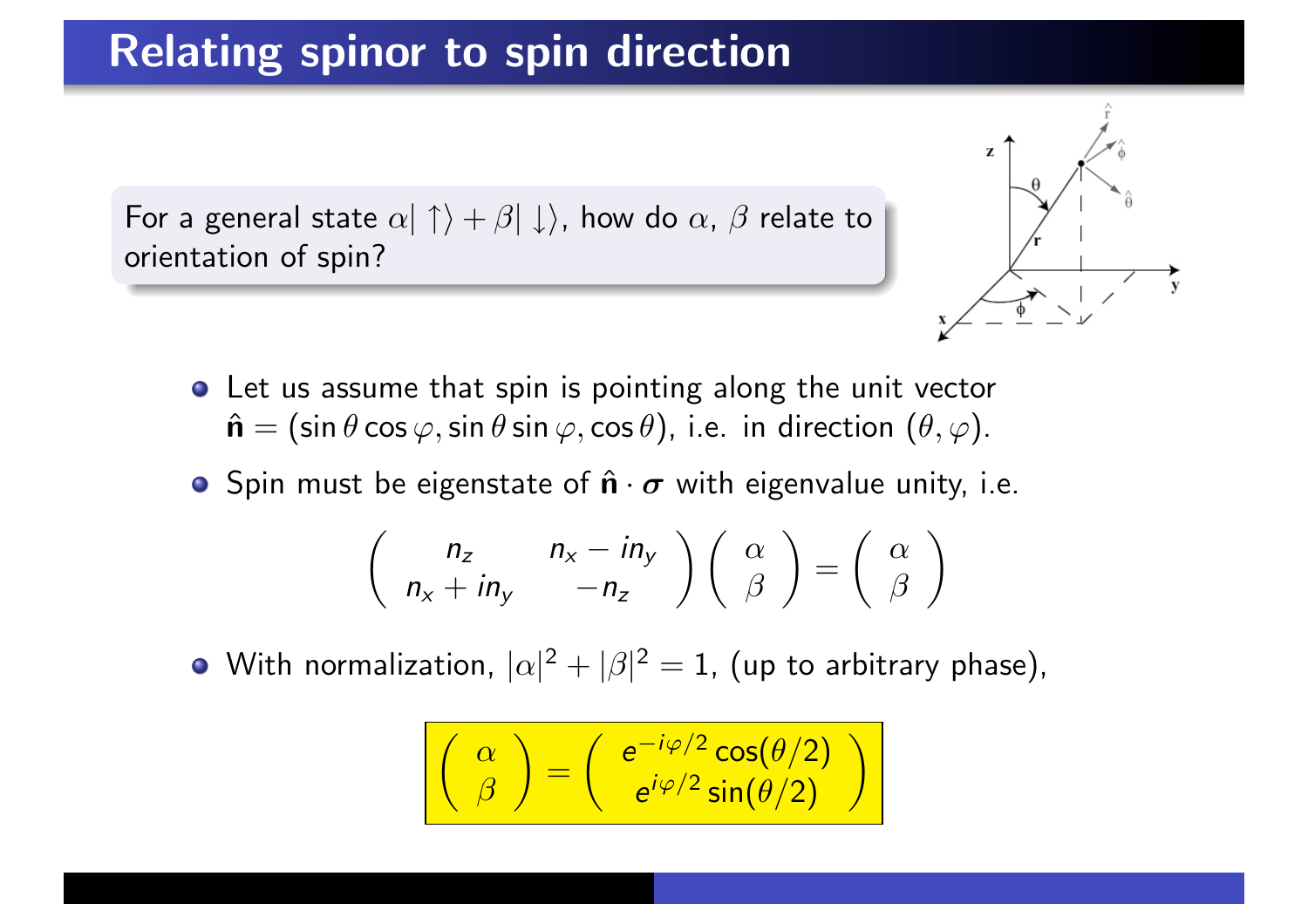# Relating spinor to spin direction

For a general state $\alpha|\uparrow\rangle + \beta|\downarrow\rangle$, how do $\alpha$, $\beta$ relate to orientation of spin?

- Let us assume that spin is pointing along the unit vector $\hat{\mathbf{n}} = (\sin\theta\cos\varphi, \sin\theta\sin\varphi, \cos\theta)$, i.e. in direction $(\theta, \varphi)$.
- Spin must be eigenstate of $\hat{\mathbf{n}} \cdot \boldsymbol{\sigma}$ with eigenvalue unity, i.e.

$$\begin{pmatrix} n_z & n_x - in_y \\ n_x + in_y & -n_z \end{pmatrix} \begin{pmatrix} \alpha \\ \beta \end{pmatrix} = \begin{pmatrix} \alpha \\ \beta \end{pmatrix}$$

- With normalization, $|\alpha|^2 + |\beta|^2 = 1$, (up to arbitrary phase),

$$\begin{pmatrix} \alpha \\ \beta \end{pmatrix} = \begin{pmatrix} e^{-i\varphi/2}\cos(\theta/2) \\ e^{i\varphi/2}\sin(\theta/2) \end{pmatrix}$$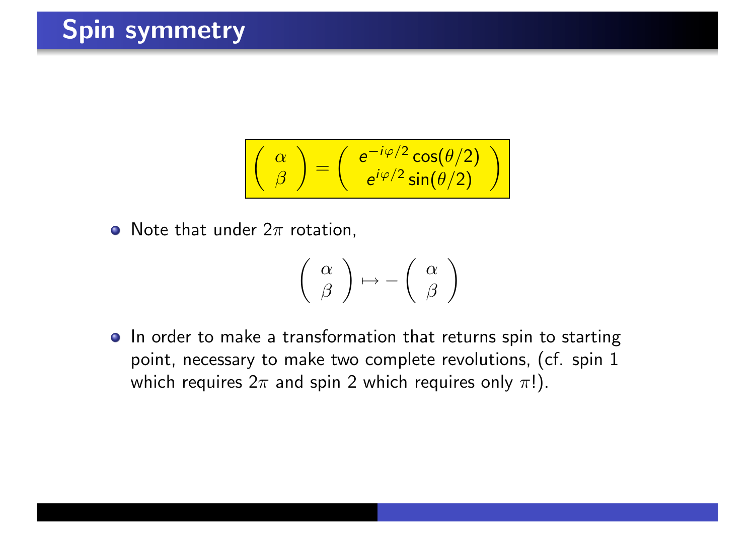# Spin symmetry

$$\begin{pmatrix} \alpha \\ \beta \end{pmatrix} = \begin{pmatrix} e^{-i\varphi/2}\cos(\theta/2) \\ e^{i\varphi/2}\sin(\theta/2) \end{pmatrix}$$

- Note that under $2\pi$ rotation,

$$\begin{pmatrix} \alpha \\ \beta \end{pmatrix} \mapsto -\begin{pmatrix} \alpha \\ \beta \end{pmatrix}$$

- In order to make a transformation that returns spin to starting point, necessary to make two complete revolutions, (cf. spin 1 which requires $2\pi$ and spin 2 which requires only $\pi$!).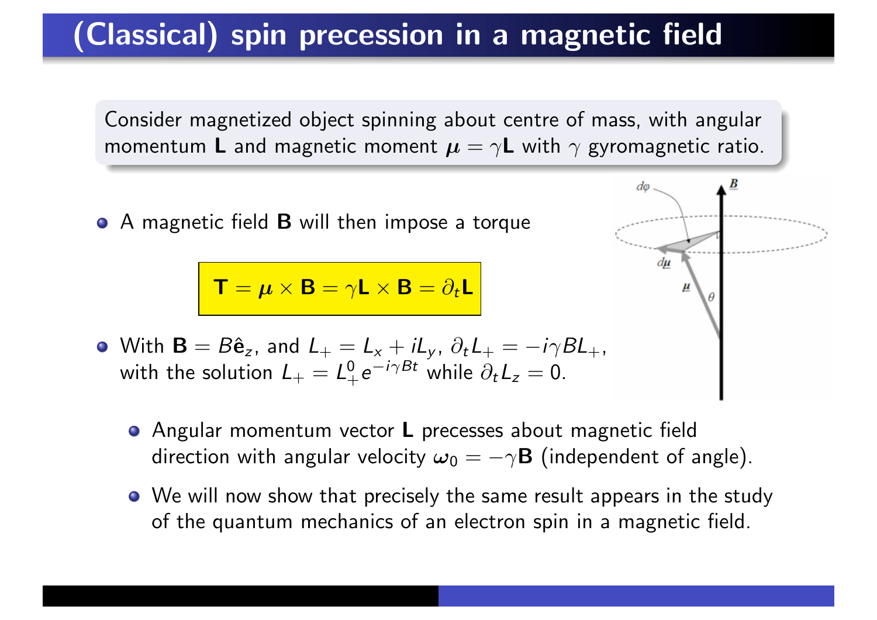# (Classical) spin precession in a magnetic field

Consider magnetized object spinning about centre of mass, with angular momentum $\mathbf{L}$ and magnetic moment $\boldsymbol{\mu} = \gamma \mathbf{L}$ with $\gamma$ gyromagnetic ratio.

- A magnetic field $\mathbf{B}$ will then impose a torque

$$\mathbf{T} = \boldsymbol{\mu} \times \mathbf{B} = \gamma \mathbf{L} \times \mathbf{B} = \partial_t \mathbf{L}$$

- With $\mathbf{B} = B\hat{\mathbf{e}}_z$, and $L_+ = L_x + iL_y$, $\partial_t L_+ = -i\gamma B L_+$, with the solution $L_+ = L_+^0 e^{-i\gamma B t}$ while $\partial_t L_z = 0$.
  - Angular momentum vector $\mathbf{L}$ precesses about magnetic field direction with angular velocity $\boldsymbol{\omega}_0 = -\gamma \mathbf{B}$ (independent of angle).
  - We will now show that precisely the same result appears in the study of the quantum mechanics of an electron spin in a magnetic field.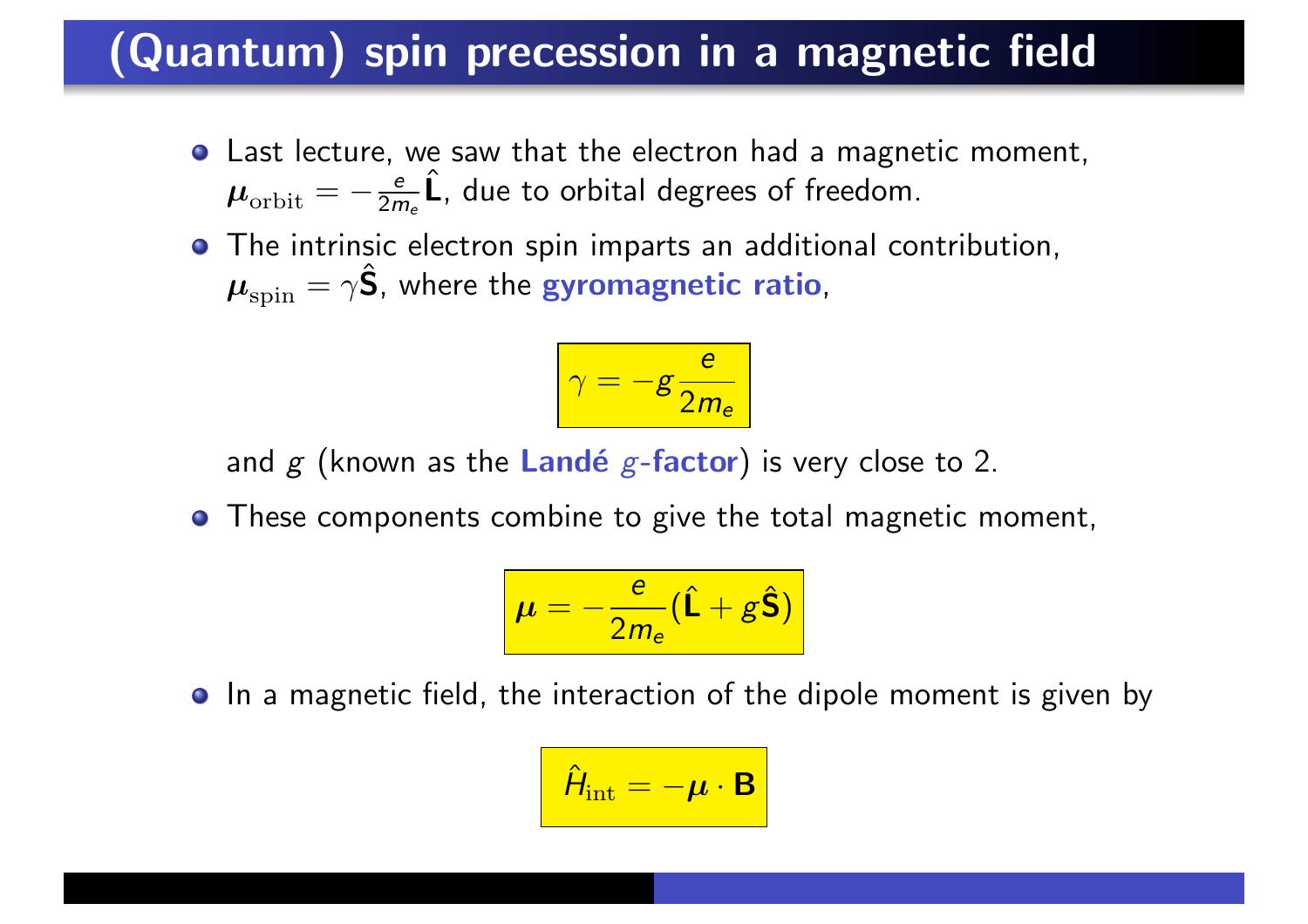# (Quantum) spin precession in a magnetic field

- Last lecture, we saw that the electron had a magnetic moment, $\boldsymbol{\mu}_{\text{orbit}} = -\frac{e}{2m_e}\hat{\mathbf{L}}$, due to orbital degrees of freedom.
- The intrinsic electron spin imparts an additional contribution, $\boldsymbol{\mu}_{\text{spin}} = \gamma\hat{\mathbf{S}}$, where the **gyromagnetic ratio**,

$$\gamma = -g\frac{e}{2m_e}$$

  and $g$ (known as the **Landé $g$-factor**) is very close to 2.
- These components combine to give the total magnetic moment,

$$\boldsymbol{\mu} = -\frac{e}{2m_e}(\hat{\mathbf{L}} + g\hat{\mathbf{S}})$$

- In a magnetic field, the interaction of the dipole moment is given by

$$\hat{H}_{\text{int}} = -\boldsymbol{\mu} \cdot \mathbf{B}$$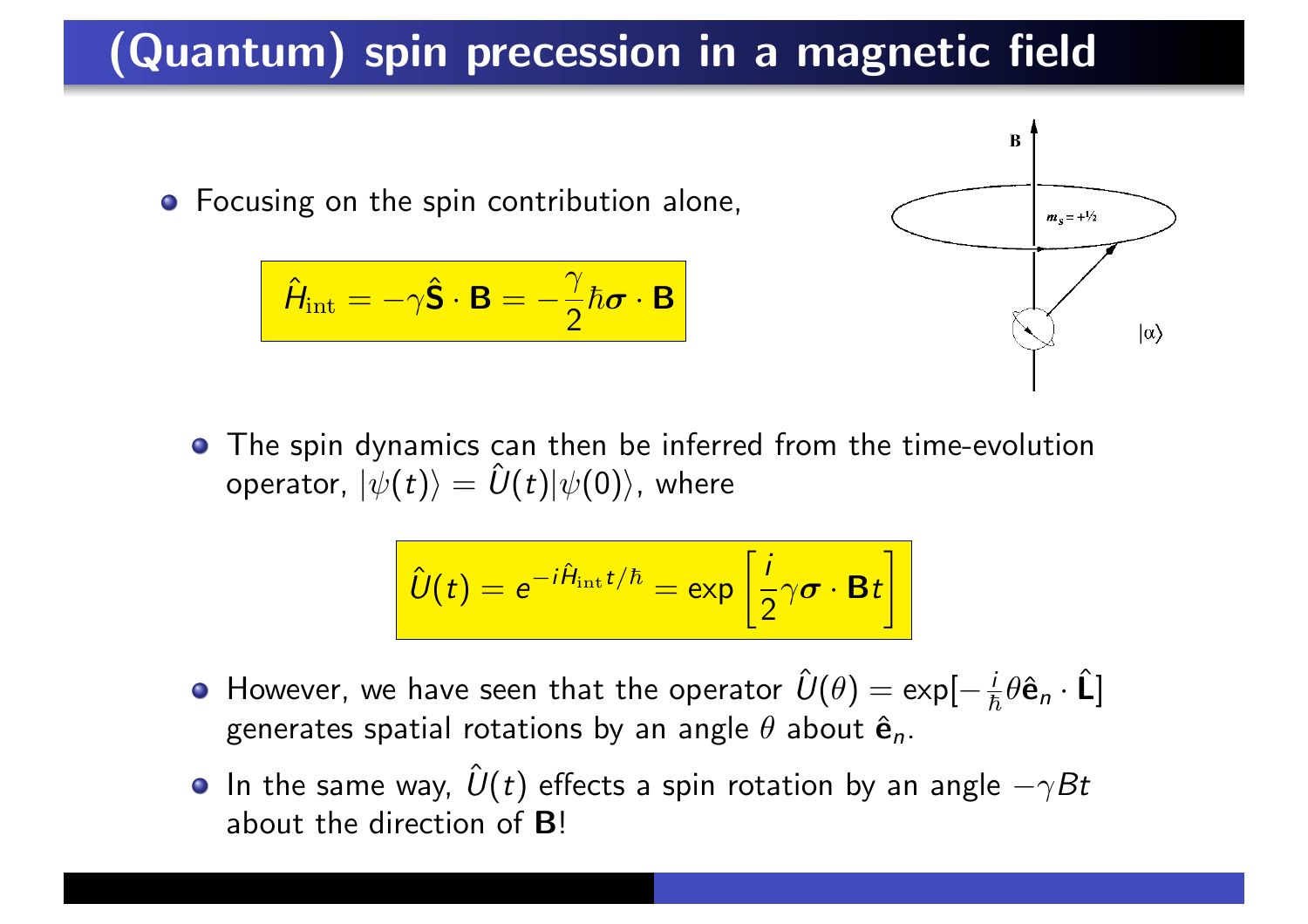# (Quantum) spin precession in a magnetic field

- Focusing on the spin contribution alone,

$$\hat{H}_{\rm int} = -\gamma \hat{\mathbf{S}} \cdot \mathbf{B} = -\frac{\gamma}{2}\hbar \boldsymbol{\sigma} \cdot \mathbf{B}$$

- The spin dynamics can then be inferred from the time-evolution operator, $|\psi(t)\rangle = \hat{U}(t)|\psi(0)\rangle$, where

$$\hat{U}(t) = e^{-i\hat{H}_{\rm int}t/\hbar} = \exp\left[\frac{i}{2}\gamma \boldsymbol{\sigma} \cdot \mathbf{B}t\right]$$

- However, we have seen that the operator $\hat{U}(\theta) = \exp[-\frac{i}{\hbar}\theta \hat{\mathbf{e}}_n \cdot \hat{\mathbf{L}}]$ generates spatial rotations by an angle $\theta$ about $\hat{\mathbf{e}}_n$.
- In the same way, $\hat{U}(t)$ effects a spin rotation by an angle $-\gamma B t$ about the direction of **B**!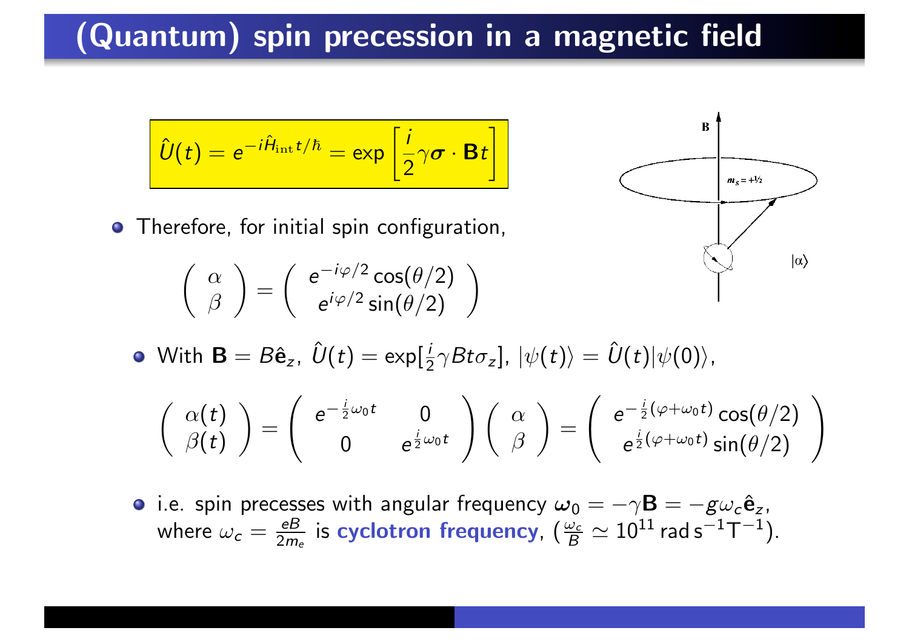# (Quantum) spin precession in a magnetic field

$$\hat{U}(t) = e^{-i\hat{H}_{\rm int}t/\hbar} = \exp\left[\frac{i}{2}\gamma\boldsymbol{\sigma}\cdot\mathbf{B}t\right]$$

- Therefore, for initial spin configuration,

$$\begin{pmatrix} \alpha \\ \beta \end{pmatrix} = \begin{pmatrix} e^{-i\varphi/2}\cos(\theta/2) \\ e^{i\varphi/2}\sin(\theta/2) \end{pmatrix}$$

  - With $\mathbf{B} = B\hat{\mathbf{e}}_z$, $\hat{U}(t) = \exp[\frac{i}{2}\gamma B t \sigma_z]$, $|\psi(t)\rangle = \hat{U}(t)|\psi(0)\rangle$,

$$\begin{pmatrix} \alpha(t) \\ \beta(t) \end{pmatrix} = \begin{pmatrix} e^{-\frac{i}{2}\omega_0 t} & 0 \\ 0 & e^{\frac{i}{2}\omega_0 t} \end{pmatrix}\begin{pmatrix} \alpha \\ \beta \end{pmatrix} = \begin{pmatrix} e^{-\frac{i}{2}(\varphi+\omega_0 t)}\cos(\theta/2) \\ e^{\frac{i}{2}(\varphi+\omega_0 t)}\sin(\theta/2) \end{pmatrix}$$

  - i.e. spin precesses with angular frequency $\boldsymbol{\omega}_0 = -\gamma\mathbf{B} = -g\omega_c\hat{\mathbf{e}}_z$, where $\omega_c = \frac{eB}{2m_e}$ is **cyclotron frequency**, ($\frac{\omega_c}{B} \simeq 10^{11}\,\mathrm{rad\,s^{-1}T^{-1}}$).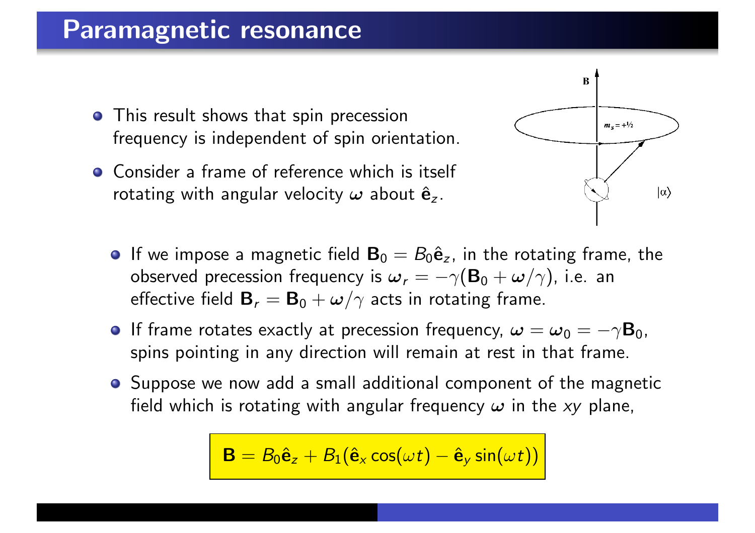# Paramagnetic resonance

- This result shows that spin precession frequency is independent of spin orientation.
- Consider a frame of reference which is itself rotating with angular velocity $\boldsymbol{\omega}$ about $\hat{\mathbf{e}}_z$.
  - If we impose a magnetic field $\mathbf{B}_0 = B_0\hat{\mathbf{e}}_z$, in the rotating frame, the observed precession frequency is $\boldsymbol{\omega}_r = -\gamma(\mathbf{B}_0 + \boldsymbol{\omega}/\gamma)$, i.e. an effective field $\mathbf{B}_r = \mathbf{B}_0 + \boldsymbol{\omega}/\gamma$ acts in rotating frame.
  - If frame rotates exactly at precession frequency, $\boldsymbol{\omega} = \boldsymbol{\omega}_0 = -\gamma\mathbf{B}_0$, spins pointing in any direction will remain at rest in that frame.
  - Suppose we now add a small additional component of the magnetic field which is rotating with angular frequency $\boldsymbol{\omega}$ in the $xy$ plane,

$$\mathbf{B} = B_0\hat{\mathbf{e}}_z + B_1(\hat{\mathbf{e}}_x \cos(\omega t) - \hat{\mathbf{e}}_y \sin(\omega t))$$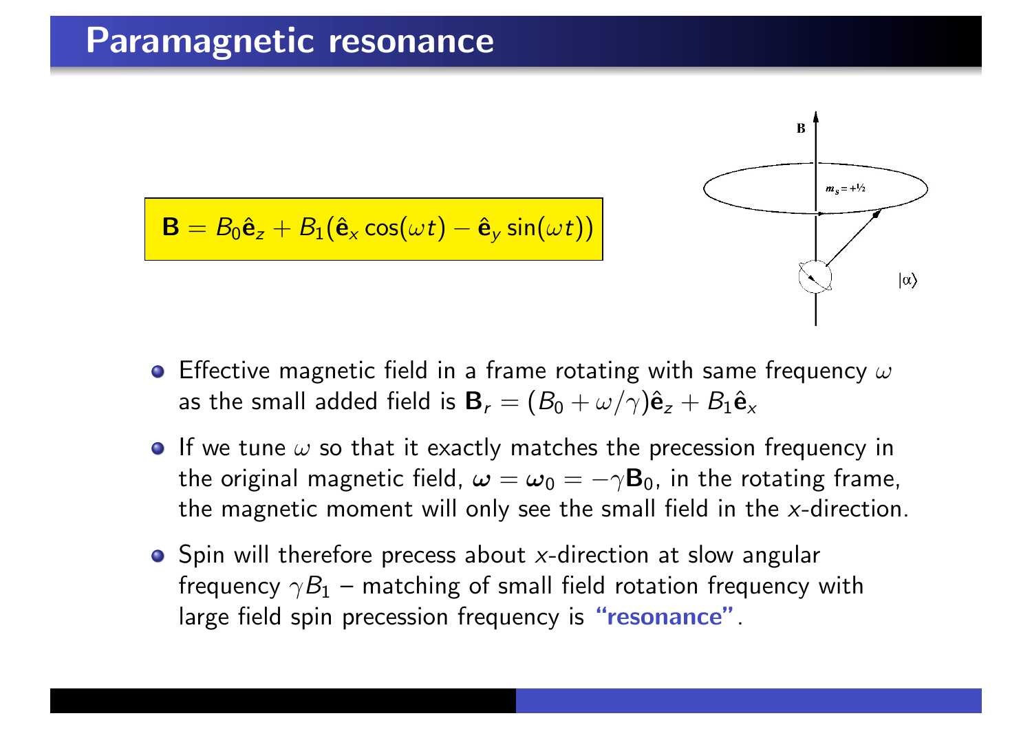## Paramagnetic resonance

$$\mathbf{B} = B_0\hat{\mathbf{e}}_z + B_1(\hat{\mathbf{e}}_x \cos(\omega t) - \hat{\mathbf{e}}_y \sin(\omega t))$$

- Effective magnetic field in a frame rotating with same frequency $\omega$ as the small added field is $\mathbf{B}_r = (B_0 + \omega/\gamma)\hat{\mathbf{e}}_z + B_1\hat{\mathbf{e}}_x$
- If we tune $\omega$ so that it exactly matches the precession frequency in the original magnetic field, $\boldsymbol{\omega} = \boldsymbol{\omega}_0 = -\gamma\mathbf{B}_0$, in the rotating frame, the magnetic moment will only see the small field in the $x$-direction.
- Spin will therefore precess about $x$-direction at slow angular frequency $\gamma B_1$ – matching of small field rotation frequency with large field spin precession frequency is **"resonance"**.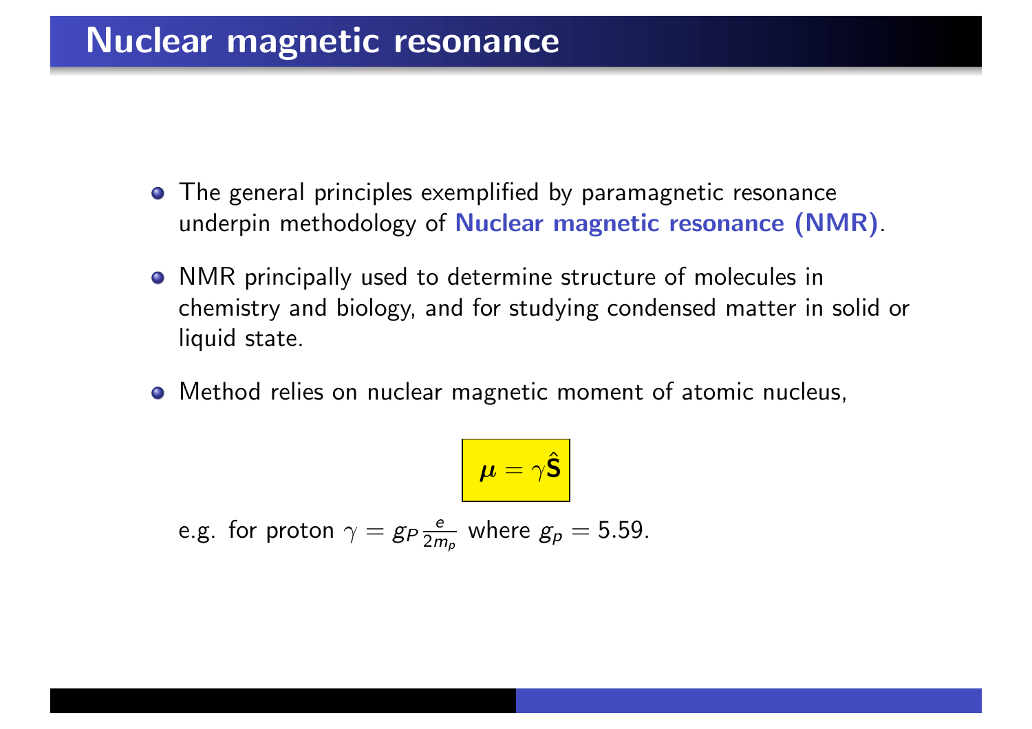# Nuclear magnetic resonance

- The general principles exemplified by paramagnetic resonance underpin methodology of **Nuclear magnetic resonance (NMR)**.
- NMR principally used to determine structure of molecules in chemistry and biology, and for studying condensed matter in solid or liquid state.
- Method relies on nuclear magnetic moment of atomic nucleus,

$$\boldsymbol{\mu} = \gamma \hat{\mathbf{S}}$$

e.g. for proton $\gamma = g_P \frac{e}{2m_p}$ where $g_p = 5.59$.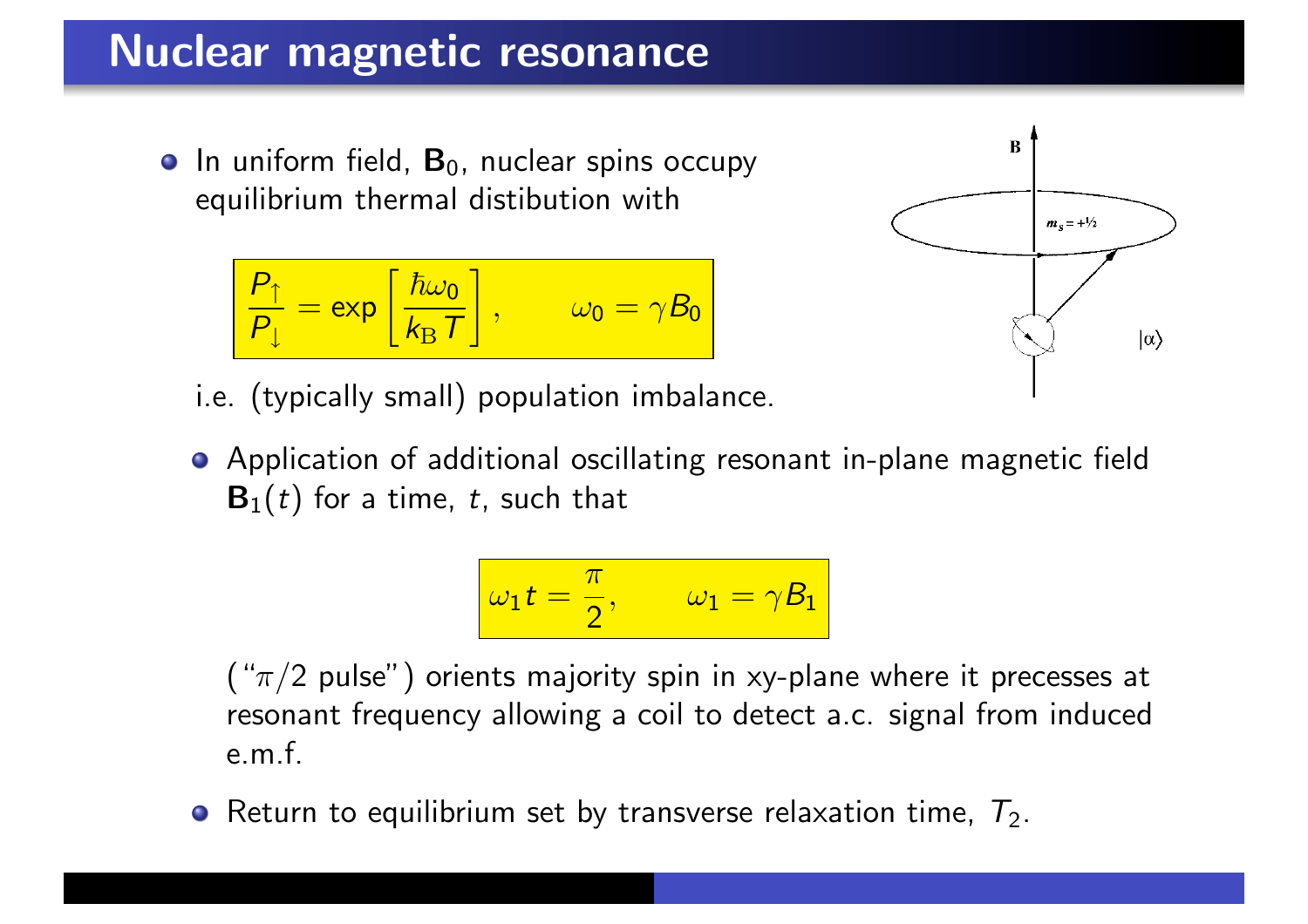# Nuclear magnetic resonance

- In uniform field, $\mathbf{B}_0$, nuclear spins occupy equilibrium thermal distibution with

$$\frac{P_\uparrow}{P_\downarrow} = \exp\left[\frac{\hbar\omega_0}{k_B T}\right], \qquad \omega_0 = \gamma B_0$$

i.e. (typically small) population imbalance.

- Application of additional oscillating resonant in-plane magnetic field $\mathbf{B}_1(t)$ for a time, $t$, such that

$$\omega_1 t = \frac{\pi}{2}, \qquad \omega_1 = \gamma B_1$$

("$\pi/2$ pulse") orients majority spin in xy-plane where it precesses at resonant frequency allowing a coil to detect a.c. signal from induced e.m.f.

- Return to equilibrium set by transverse relaxation time, $T_2$.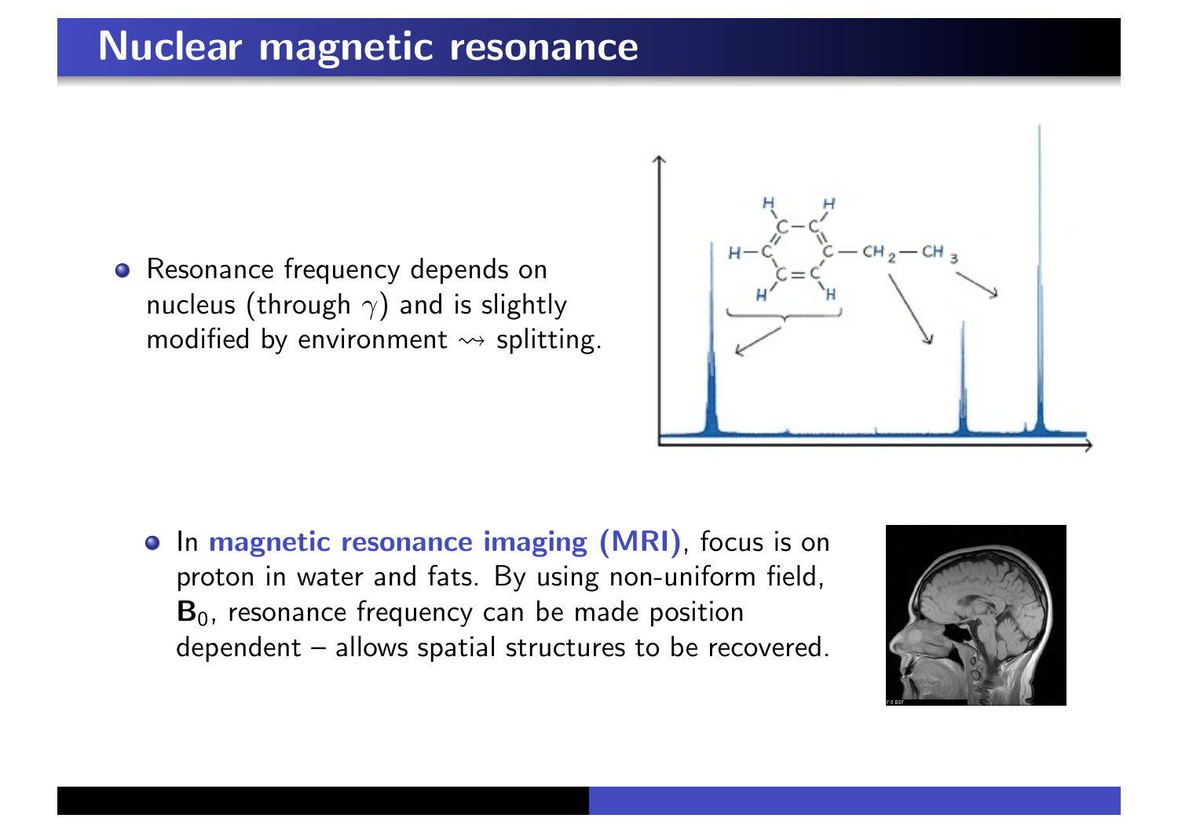# Nuclear magnetic resonance

- Resonance frequency depends on nucleus (through $\gamma$) and is slightly modified by environment $\rightsquigarrow$ splitting.

- In **magnetic resonance imaging (MRI)**, focus is on proton in water and fats. By using non-uniform field, $\mathbf{B}_0$, resonance frequency can be made position dependent – allows spatial structures to be recovered.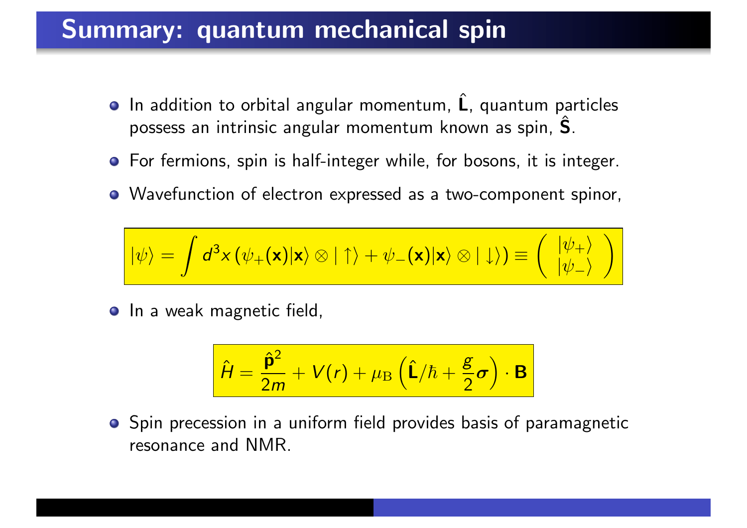# Summary: quantum mechanical spin

- In addition to orbital angular momentum, $\hat{\mathbf{L}}$, quantum particles possess an intrinsic angular momentum known as spin, $\hat{\mathbf{S}}$.
- For fermions, spin is half-integer while, for bosons, it is integer.
- Wavefunction of electron expressed as a two-component spinor,

$$|\psi\rangle = \int d^3x \, (\psi_+(\mathbf{x})|\mathbf{x}\rangle \otimes |\uparrow\rangle + \psi_-(\mathbf{x})|\mathbf{x}\rangle \otimes |\downarrow\rangle) \equiv \begin{pmatrix} |\psi_+\rangle \\ |\psi_-\rangle \end{pmatrix}$$

- In a weak magnetic field,

$$\hat{H} = \frac{\hat{\mathbf{p}}^2}{2m} + V(r) + \mu_{\mathrm{B}} \left( \hat{\mathbf{L}}/\hbar + \frac{g}{2}\boldsymbol{\sigma} \right) \cdot \mathbf{B}$$

- Spin precession in a uniform field provides basis of paramagnetic resonance and NMR.